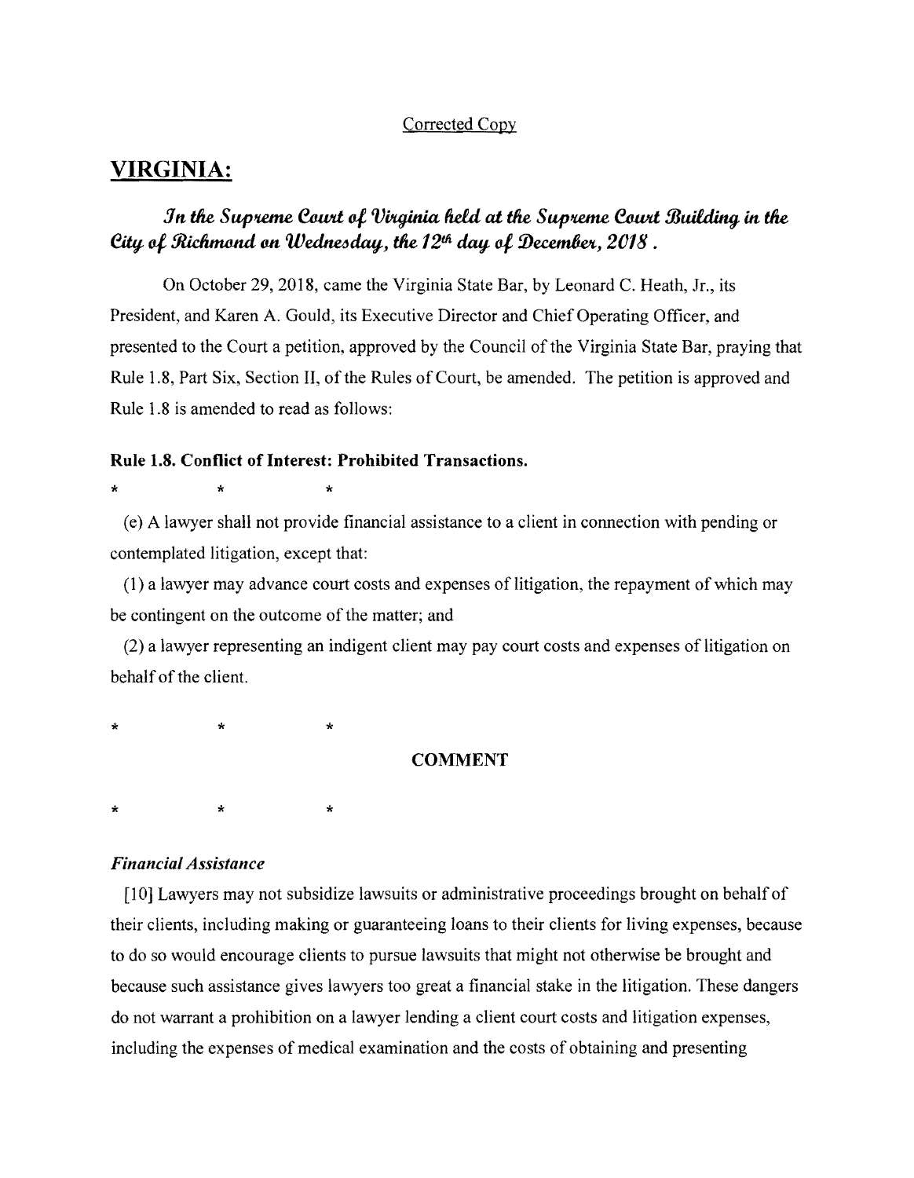Corrected Copy

# VIRGINIA:

***In the Supreme Court of Virginia held at the Supreme Court Building in the City of Richmond on Wednesday, the 12th day of December, 2018.***

On October 29, 2018, came the Virginia State Bar, by Leonard C. Heath, Jr., its President, and Karen A. Gould, its Executive Director and Chief Operating Officer, and presented to the Court a petition, approved by the Council of the Virginia State Bar, praying that Rule 1.8, Part Six, Section II, of the Rules of Court, be amended. The petition is approved and Rule 1.8 is amended to read as follows:

**Rule 1.8. Conflict of Interest: Prohibited Transactions.**

\*    \*    \*

(e) A lawyer shall not provide financial assistance to a client in connection with pending or contemplated litigation, except that:

(1) a lawyer may advance court costs and expenses of litigation, the repayment of which may be contingent on the outcome of the matter; and

(2) a lawyer representing an indigent client may pay court costs and expenses of litigation on behalf of the client.

\*    \*    \*

**COMMENT**

\*    \*    \*

***Financial Assistance***

[10] Lawyers may not subsidize lawsuits or administrative proceedings brought on behalf of their clients, including making or guaranteeing loans to their clients for living expenses, because to do so would encourage clients to pursue lawsuits that might not otherwise be brought and because such assistance gives lawyers too great a financial stake in the litigation. These dangers do not warrant a prohibition on a lawyer lending a client court costs and litigation expenses, including the expenses of medical examination and the costs of obtaining and presenting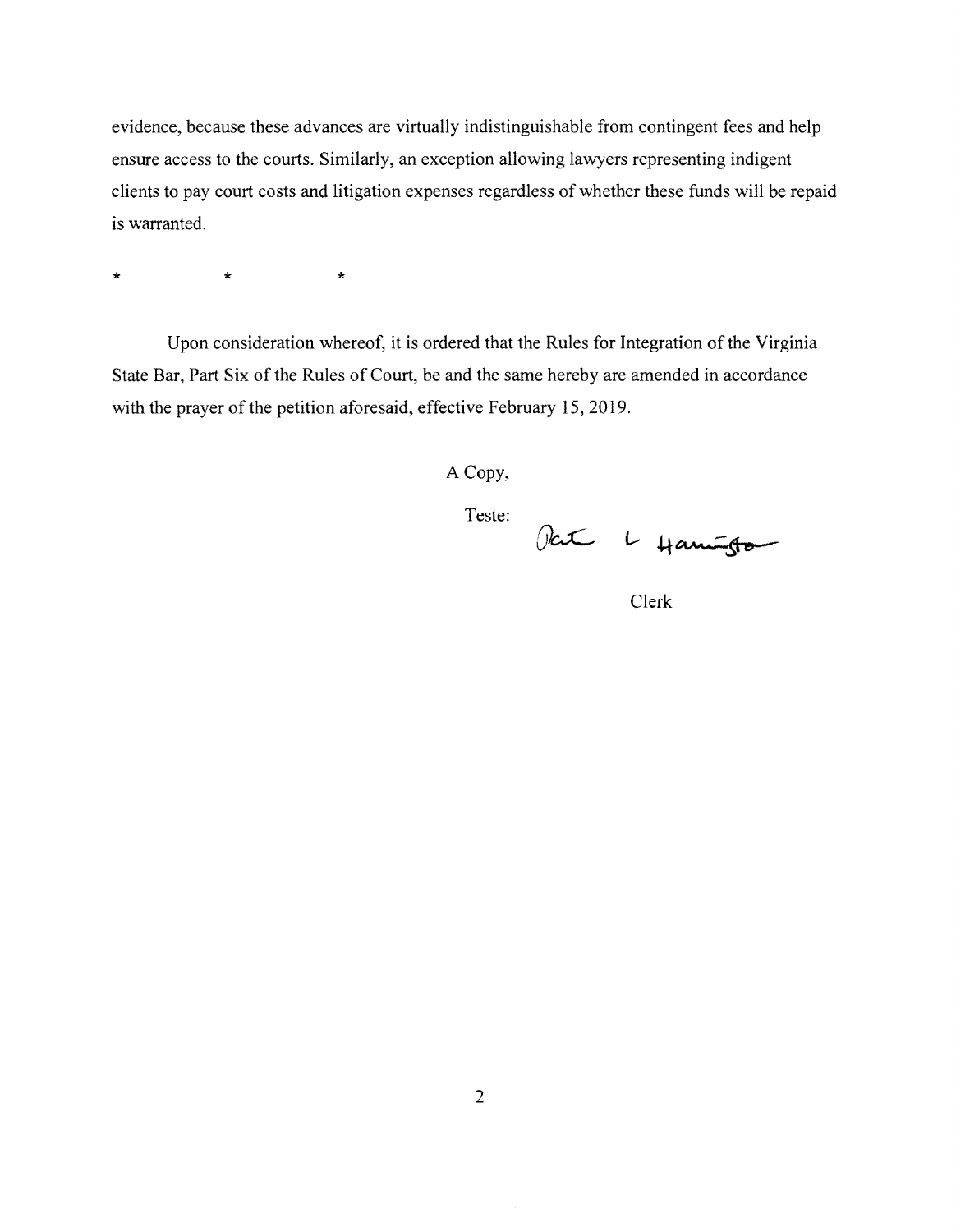evidence, because these advances are virtually indistinguishable from contingent fees and help ensure access to the courts. Similarly, an exception allowing lawyers representing indigent clients to pay court costs and litigation expenses regardless of whether these funds will be repaid is warranted.

\*           \*           \*

Upon consideration whereof, it is ordered that the Rules for Integration of the Virginia State Bar, Part Six of the Rules of Court, be and the same hereby are amended in accordance with the prayer of the petition aforesaid, effective February 15, 2019.

A Copy,

Teste:

Clerk